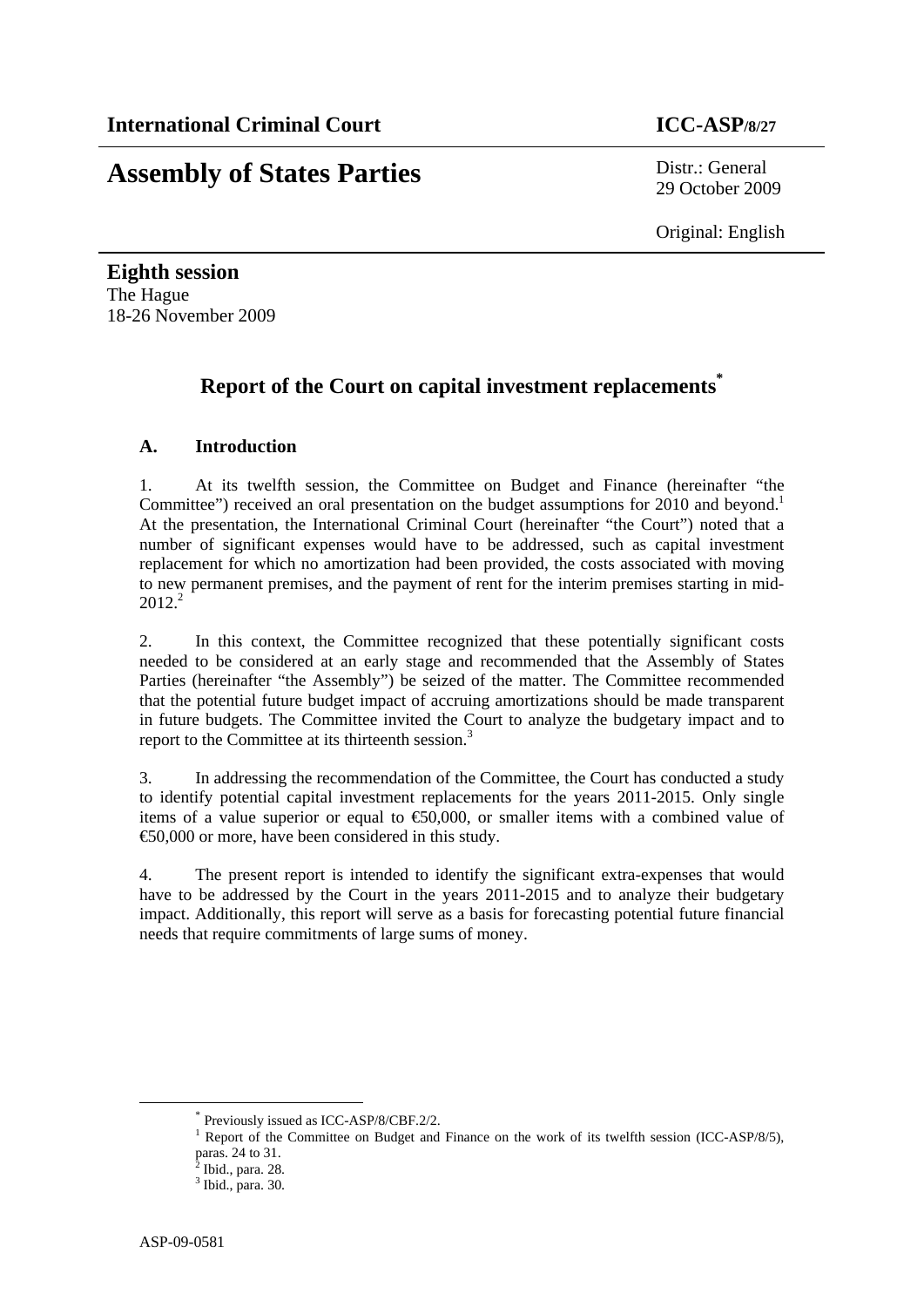**International Criminal Court** **ICC-ASP/8/27**

# Assembly of States Parties

Distr.: General
29 October 2009

Original: English

**Eighth session**
The Hague
18-26 November 2009

## Report of the Court on capital investment replacements*

### A. Introduction

1. At its twelfth session, the Committee on Budget and Finance (hereinafter "the Committee") received an oral presentation on the budget assumptions for 2010 and beyond.[1] At the presentation, the International Criminal Court (hereinafter "the Court") noted that a number of significant expenses would have to be addressed, such as capital investment replacement for which no amortization had been provided, the costs associated with moving to new permanent premises, and the payment of rent for the interim premises starting in mid-2012.[2]

2. In this context, the Committee recognized that these potentially significant costs needed to be considered at an early stage and recommended that the Assembly of States Parties (hereinafter "the Assembly") be seized of the matter. The Committee recommended that the potential future budget impact of accruing amortizations should be made transparent in future budgets. The Committee invited the Court to analyze the budgetary impact and to report to the Committee at its thirteenth session.[3]

3. In addressing the recommendation of the Committee, the Court has conducted a study to identify potential capital investment replacements for the years 2011-2015. Only single items of a value superior or equal to €50,000, or smaller items with a combined value of €50,000 or more, have been considered in this study.

4. The present report is intended to identify the significant extra-expenses that would have to be addressed by the Court in the years 2011-2015 and to analyze their budgetary impact. Additionally, this report will serve as a basis for forecasting potential future financial needs that require commitments of large sums of money.

---

* Previously issued as ICC-ASP/8/CBF.2/2.
[1] Report of the Committee on Budget and Finance on the work of its twelfth session (ICC-ASP/8/5), paras. 24 to 31.
[2] Ibid., para. 28.
[3] Ibid., para. 30.

ASP-09-0581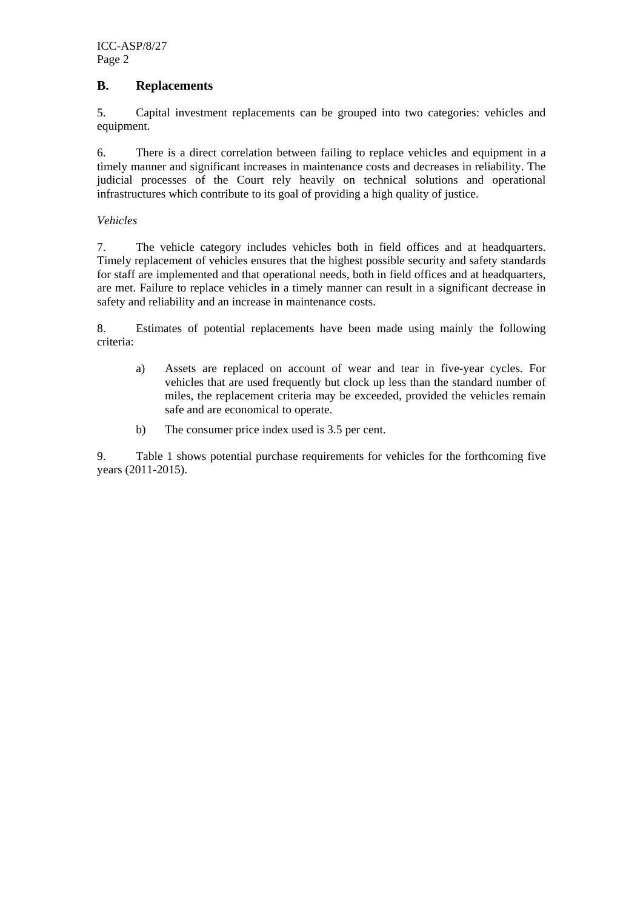## B. Replacements

5. Capital investment replacements can be grouped into two categories: vehicles and equipment.

6. There is a direct correlation between failing to replace vehicles and equipment in a timely manner and significant increases in maintenance costs and decreases in reliability. The judicial processes of the Court rely heavily on technical solutions and operational infrastructures which contribute to its goal of providing a high quality of justice.

*Vehicles*

7. The vehicle category includes vehicles both in field offices and at headquarters. Timely replacement of vehicles ensures that the highest possible security and safety standards for staff are implemented and that operational needs, both in field offices and at headquarters, are met. Failure to replace vehicles in a timely manner can result in a significant decrease in safety and reliability and an increase in maintenance costs.

8. Estimates of potential replacements have been made using mainly the following criteria:

a) Assets are replaced on account of wear and tear in five-year cycles. For vehicles that are used frequently but clock up less than the standard number of miles, the replacement criteria may be exceeded, provided the vehicles remain safe and are economical to operate.

b) The consumer price index used is 3.5 per cent.

9. Table 1 shows potential purchase requirements for vehicles for the forthcoming five years (2011-2015).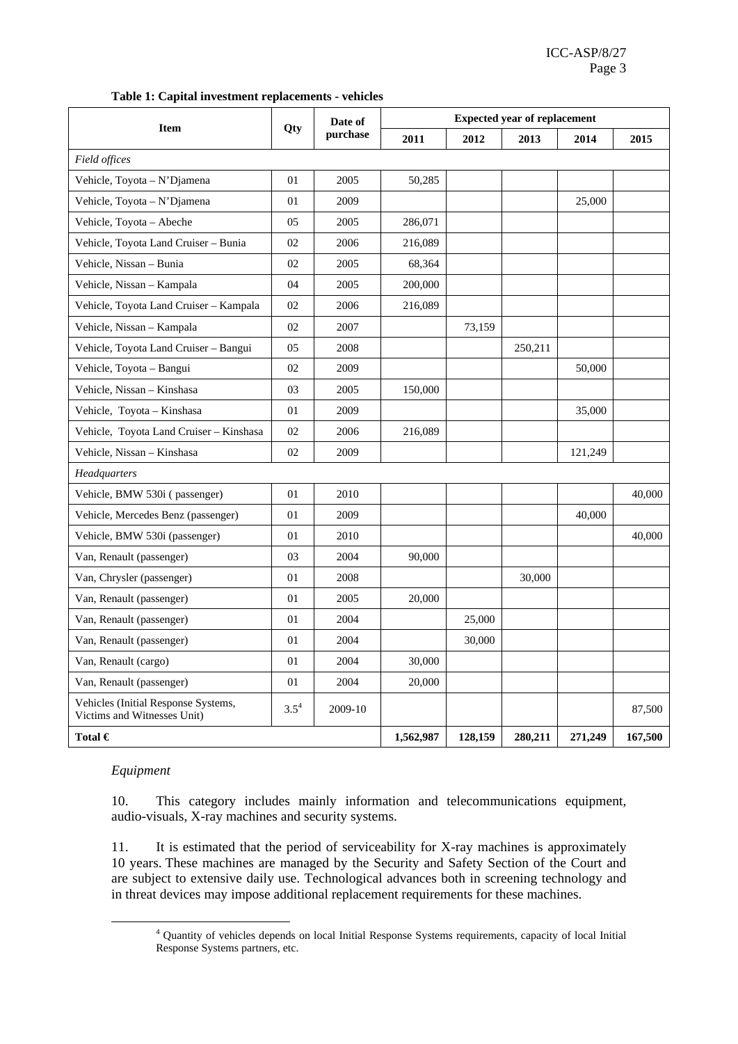**Table 1: Capital investment replacements - vehicles**

| Item | Qty | Date of purchase | Expected year of replacement | | | | |
|---|---|---|---|---|---|---|---|
| | | | 2011 | 2012 | 2013 | 2014 | 2015 |
| *Field offices* | | | | | | | |
| Vehicle, Toyota – N'Djamena | 01 | 2005 | 50,285 | | | | |
| Vehicle, Toyota – N'Djamena | 01 | 2009 | | | | 25,000 | |
| Vehicle, Toyota – Abeche | 05 | 2005 | 286,071 | | | | |
| Vehicle, Toyota Land Cruiser – Bunia | 02 | 2006 | 216,089 | | | | |
| Vehicle, Nissan – Bunia | 02 | 2005 | 68,364 | | | | |
| Vehicle, Nissan – Kampala | 04 | 2005 | 200,000 | | | | |
| Vehicle, Toyota Land Cruiser – Kampala | 02 | 2006 | 216,089 | | | | |
| Vehicle, Nissan – Kampala | 02 | 2007 | | 73,159 | | | |
| Vehicle, Toyota Land Cruiser – Bangui | 05 | 2008 | | | 250,211 | | |
| Vehicle, Toyota – Bangui | 02 | 2009 | | | | 50,000 | |
| Vehicle, Nissan – Kinshasa | 03 | 2005 | 150,000 | | | | |
| Vehicle, Toyota – Kinshasa | 01 | 2009 | | | | 35,000 | |
| Vehicle, Toyota Land Cruiser – Kinshasa | 02 | 2006 | 216,089 | | | | |
| Vehicle, Nissan – Kinshasa | 02 | 2009 | | | | 121,249 | |
| *Headquarters* | | | | | | | |
| Vehicle, BMW 530i ( passenger) | 01 | 2010 | | | | | 40,000 |
| Vehicle, Mercedes Benz (passenger) | 01 | 2009 | | | | 40,000 | |
| Vehicle, BMW 530i (passenger) | 01 | 2010 | | | | | 40,000 |
| Van, Renault (passenger) | 03 | 2004 | 90,000 | | | | |
| Van, Chrysler (passenger) | 01 | 2008 | | | 30,000 | | |
| Van, Renault (passenger) | 01 | 2005 | 20,000 | | | | |
| Van, Renault (passenger) | 01 | 2004 | | 25,000 | | | |
| Van, Renault (passenger) | 01 | 2004 | | 30,000 | | | |
| Van, Renault (cargo) | 01 | 2004 | 30,000 | | | | |
| Van, Renault (passenger) | 01 | 2004 | 20,000 | | | | |
| Vehicles (Initial Response Systems, Victims and Witnesses Unit) | 3.5[4] | 2009-10 | | | | | 87,500 |
| **Total €** | | | **1,562,987** | **128,159** | **280,211** | **271,249** | **167,500** |

*Equipment*

10. This category includes mainly information and telecommunications equipment, audio-visuals, X-ray machines and security systems.

11. It is estimated that the period of serviceability for X-ray machines is approximately 10 years. These machines are managed by the Security and Safety Section of the Court and are subject to extensive daily use. Technological advances both in screening technology and in threat devices may impose additional replacement requirements for these machines.

[4] Quantity of vehicles depends on local Initial Response Systems requirements, capacity of local Initial Response Systems partners, etc.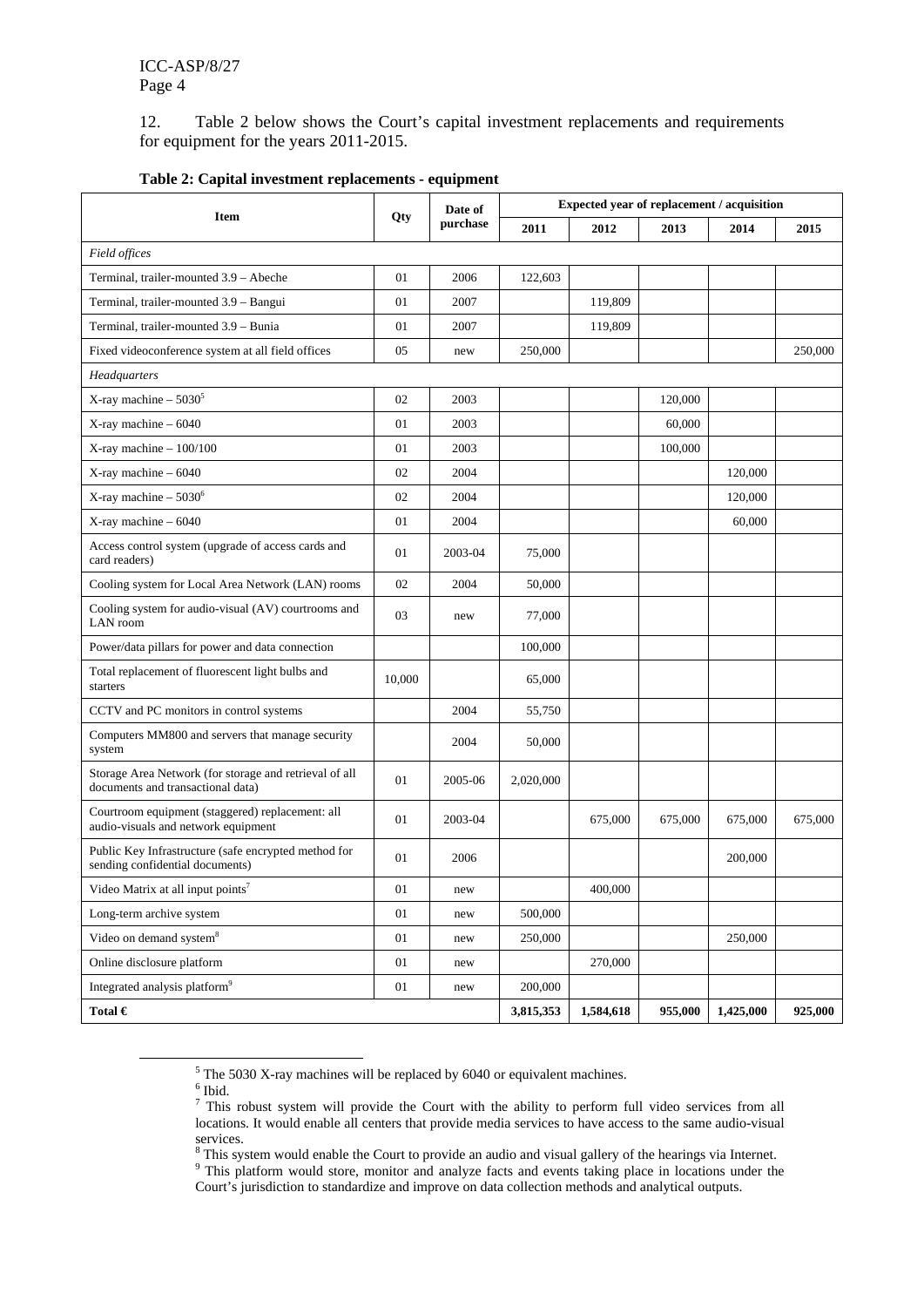12. Table 2 below shows the Court's capital investment replacements and requirements for equipment for the years 2011-2015.

**Table 2: Capital investment replacements - equipment**

| Item | Qty | Date of purchase | Expected year of replacement / acquisition | | | | |
|---|---|---|---|---|---|---|---|
| | | | 2011 | 2012 | 2013 | 2014 | 2015 |
| *Field offices* | | | | | | | |
| Terminal, trailer-mounted 3.9 – Abeche | 01 | 2006 | 122,603 | | | | |
| Terminal, trailer-mounted 3.9 – Bangui | 01 | 2007 | | 119,809 | | | |
| Terminal, trailer-mounted 3.9 – Bunia | 01 | 2007 | | 119,809 | | | |
| Fixed videoconference system at all field offices | 05 | new | 250,000 | | | | 250,000 |
| *Headquarters* | | | | | | | |
| X-ray machine – 5030[5] | 02 | 2003 | | | 120,000 | | |
| X-ray machine – 6040 | 01 | 2003 | | | 60,000 | | |
| X-ray machine – 100/100 | 01 | 2003 | | | 100,000 | | |
| X-ray machine – 6040 | 02 | 2004 | | | | 120,000 | |
| X-ray machine – 5030[6] | 02 | 2004 | | | | 120,000 | |
| X-ray machine – 6040 | 01 | 2004 | | | | 60,000 | |
| Access control system (upgrade of access cards and card readers) | 01 | 2003-04 | 75,000 | | | | |
| Cooling system for Local Area Network (LAN) rooms | 02 | 2004 | 50,000 | | | | |
| Cooling system for audio-visual (AV) courtrooms and LAN room | 03 | new | 77,000 | | | | |
| Power/data pillars for power and data connection | | | 100,000 | | | | |
| Total replacement of fluorescent light bulbs and starters | 10,000 | | 65,000 | | | | |
| CCTV and PC monitors in control systems | | 2004 | 55,750 | | | | |
| Computers MM800 and servers that manage security system | | 2004 | 50,000 | | | | |
| Storage Area Network (for storage and retrieval of all documents and transactional data) | 01 | 2005-06 | 2,020,000 | | | | |
| Courtroom equipment (staggered) replacement: all audio-visuals and network equipment | 01 | 2003-04 | | 675,000 | 675,000 | 675,000 | 675,000 |
| Public Key Infrastructure (safe encrypted method for sending confidential documents) | 01 | 2006 | | | | 200,000 | |
| Video Matrix at all input points[7] | 01 | new | | 400,000 | | | |
| Long-term archive system | 01 | new | 500,000 | | | | |
| Video on demand system[8] | 01 | new | 250,000 | | | 250,000 | |
| Online disclosure platform | 01 | new | | 270,000 | | | |
| Integrated analysis platform[9] | 01 | new | 200,000 | | | | |
| **Total €** | | | **3,815,353** | **1,584,618** | **955,000** | **1,425,000** | **925,000** |

[5] The 5030 X-ray machines will be replaced by 6040 or equivalent machines.

[6] Ibid.

[7] This robust system will provide the Court with the ability to perform full video services from all locations. It would enable all centers that provide media services to have access to the same audio-visual services.

[8] This system would enable the Court to provide an audio and visual gallery of the hearings via Internet.

[9] This platform would store, monitor and analyze facts and events taking place in locations under the Court's jurisdiction to standardize and improve on data collection methods and analytical outputs.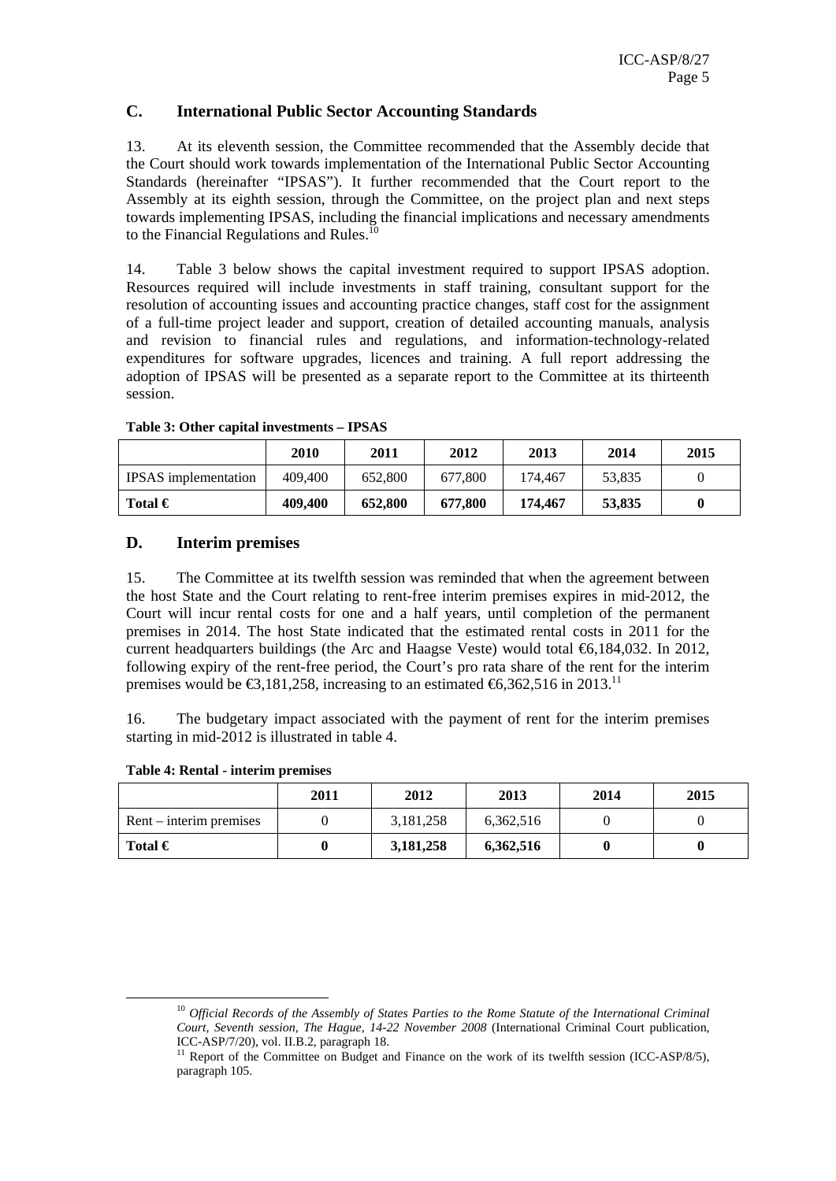## C. International Public Sector Accounting Standards

13. At its eleventh session, the Committee recommended that the Assembly decide that the Court should work towards implementation of the International Public Sector Accounting Standards (hereinafter "IPSAS"). It further recommended that the Court report to the Assembly at its eighth session, through the Committee, on the project plan and next steps towards implementing IPSAS, including the financial implications and necessary amendments to the Financial Regulations and Rules.[10]

14. Table 3 below shows the capital investment required to support IPSAS adoption. Resources required will include investments in staff training, consultant support for the resolution of accounting issues and accounting practice changes, staff cost for the assignment of a full-time project leader and support, creation of detailed accounting manuals, analysis and revision to financial rules and regulations, and information-technology-related expenditures for software upgrades, licences and training. A full report addressing the adoption of IPSAS will be presented as a separate report to the Committee at its thirteenth session.

**Table 3: Other capital investments – IPSAS**

| | 2010 | 2011 | 2012 | 2013 | 2014 | 2015 |
|---|---|---|---|---|---|---|
| IPSAS implementation | 409,400 | 652,800 | 677,800 | 174,467 | 53,835 | 0 |
| **Total €** | **409,400** | **652,800** | **677,800** | **174,467** | **53,835** | **0** |

## D. Interim premises

15. The Committee at its twelfth session was reminded that when the agreement between the host State and the Court relating to rent-free interim premises expires in mid-2012, the Court will incur rental costs for one and a half years, until completion of the permanent premises in 2014. The host State indicated that the estimated rental costs in 2011 for the current headquarters buildings (the Arc and Haagse Veste) would total €6,184,032. In 2012, following expiry of the rent-free period, the Court's pro rata share of the rent for the interim premises would be €3,181,258, increasing to an estimated €6,362,516 in 2013.[11]

16. The budgetary impact associated with the payment of rent for the interim premises starting in mid-2012 is illustrated in table 4.

**Table 4: Rental - interim premises**

| | 2011 | 2012 | 2013 | 2014 | 2015 |
|---|---|---|---|---|---|
| Rent – interim premises | 0 | 3,181,258 | 6,362,516 | 0 | 0 |
| **Total €** | **0** | **3,181,258** | **6,362,516** | **0** | **0** |

---

[10] *Official Records of the Assembly of States Parties to the Rome Statute of the International Criminal Court, Seventh session, The Hague, 14-22 November 2008* (International Criminal Court publication, ICC-ASP/7/20), vol. II.B.2, paragraph 18.

[11] Report of the Committee on Budget and Finance on the work of its twelfth session (ICC-ASP/8/5), paragraph 105.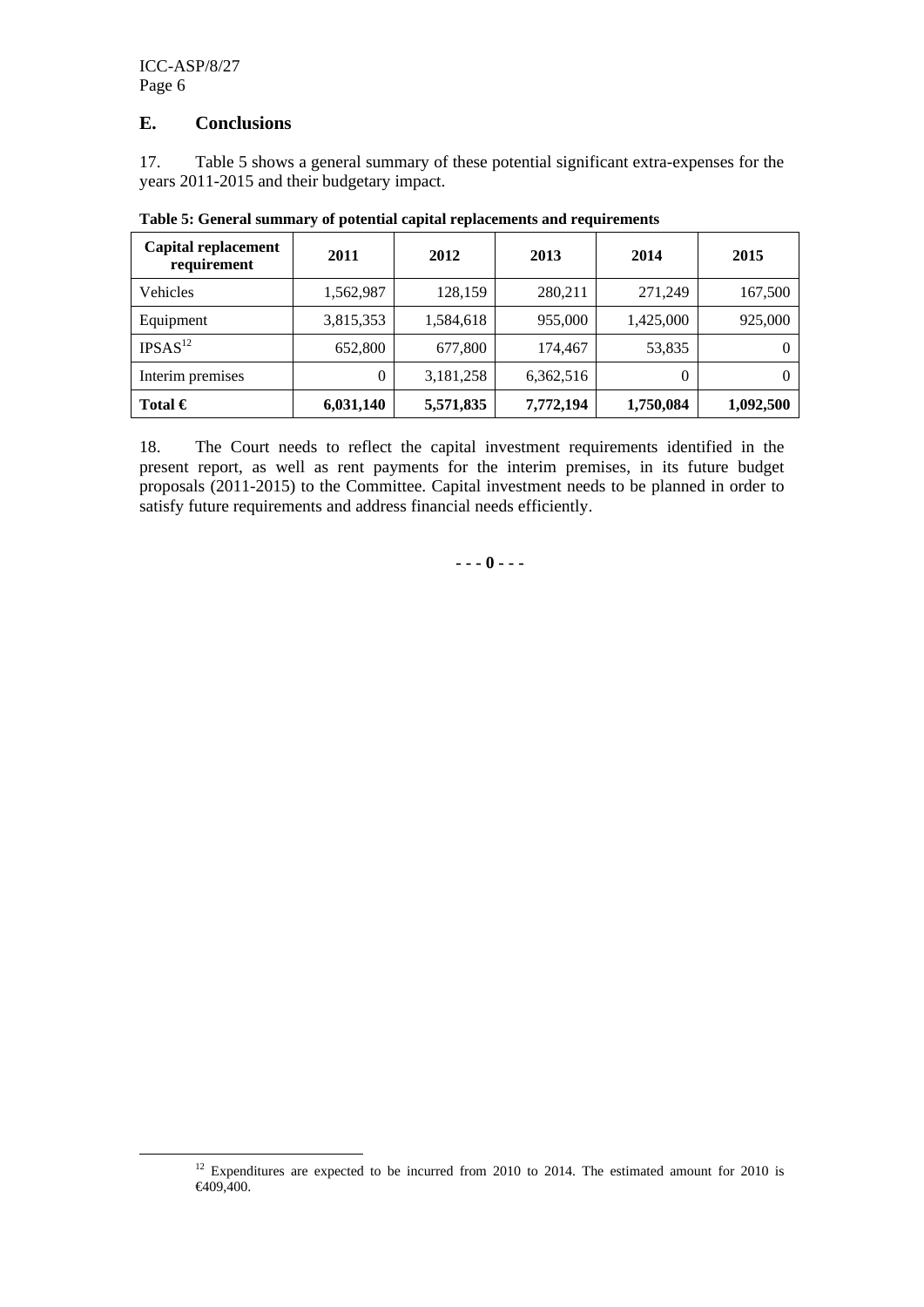## E. Conclusions

17. Table 5 shows a general summary of these potential significant extra-expenses for the years 2011-2015 and their budgetary impact.

**Table 5: General summary of potential capital replacements and requirements**

| Capital replacement requirement | 2011 | 2012 | 2013 | 2014 | 2015 |
|---|---|---|---|---|---|
| Vehicles | 1,562,987 | 128,159 | 280,211 | 271,249 | 167,500 |
| Equipment | 3,815,353 | 1,584,618 | 955,000 | 1,425,000 | 925,000 |
| IPSAS[12] | 652,800 | 677,800 | 174,467 | 53,835 | 0 |
| Interim premises | 0 | 3,181,258 | 6,362,516 | 0 | 0 |
| **Total €** | **6,031,140** | **5,571,835** | **7,772,194** | **1,750,084** | **1,092,500** |

18. The Court needs to reflect the capital investment requirements identified in the present report, as well as rent payments for the interim premises, in its future budget proposals (2011-2015) to the Committee. Capital investment needs to be planned in order to satisfy future requirements and address financial needs efficiently.

**- - - 0 - - -**

[12] Expenditures are expected to be incurred from 2010 to 2014. The estimated amount for 2010 is €409,400.